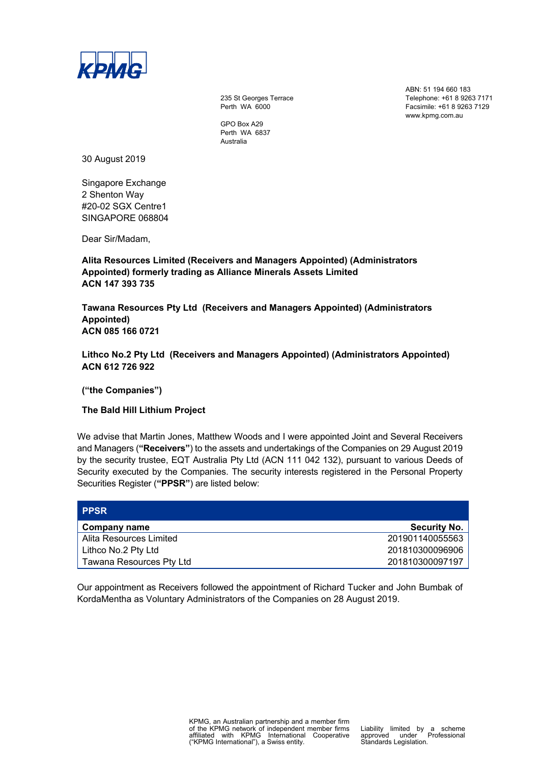KPMG

235 St Georges Terrace
Perth WA 6000

GPO Box A29
Perth WA 6837
Australia

ABN: 51 194 660 183
Telephone: +61 8 9263 7171
Facsimile: +61 8 9263 7129
www.kpmg.com.au

30 August 2019

Singapore Exchange
2 Shenton Way
#20-02 SGX Centre1
SINGAPORE 068804

Dear Sir/Madam,

**Alita Resources Limited (Receivers and Managers Appointed) (Administrators Appointed) formerly trading as Alliance Minerals Assets Limited**
**ACN 147 393 735**

**Tawana Resources Pty Ltd (Receivers and Managers Appointed) (Administrators Appointed)**
**ACN 085 166 0721**

**Lithco No.2 Pty Ltd (Receivers and Managers Appointed) (Administrators Appointed)**
**ACN 612 726 922**

**("the Companies")**

**The Bald Hill Lithium Project**

We advise that Martin Jones, Matthew Woods and I were appointed Joint and Several Receivers and Managers (**"Receivers"**) to the assets and undertakings of the Companies on 29 August 2019 by the security trustee, EQT Australia Pty Ltd (ACN 111 042 132), pursuant to various Deeds of Security executed by the Companies. The security interests registered in the Personal Property Securities Register (**"PPSR"**) are listed below:

| **PPSR** | |
|---|---|
| **Company name** | **Security No.** |
| Alita Resources Limited | 201901140055563 |
| Lithco No.2 Pty Ltd | 201810300096906 |
| Tawana Resources Pty Ltd | 201810300097197 |

Our appointment as Receivers followed the appointment of Richard Tucker and John Bumbak of KordaMentha as Voluntary Administrators of the Companies on 28 August 2019.

KPMG, an Australian partnership and a member firm of the KPMG network of independent member firms affiliated with KPMG International Cooperative ("KPMG International"), a Swiss entity.

Liability limited by a scheme approved under Professional Standards Legislation.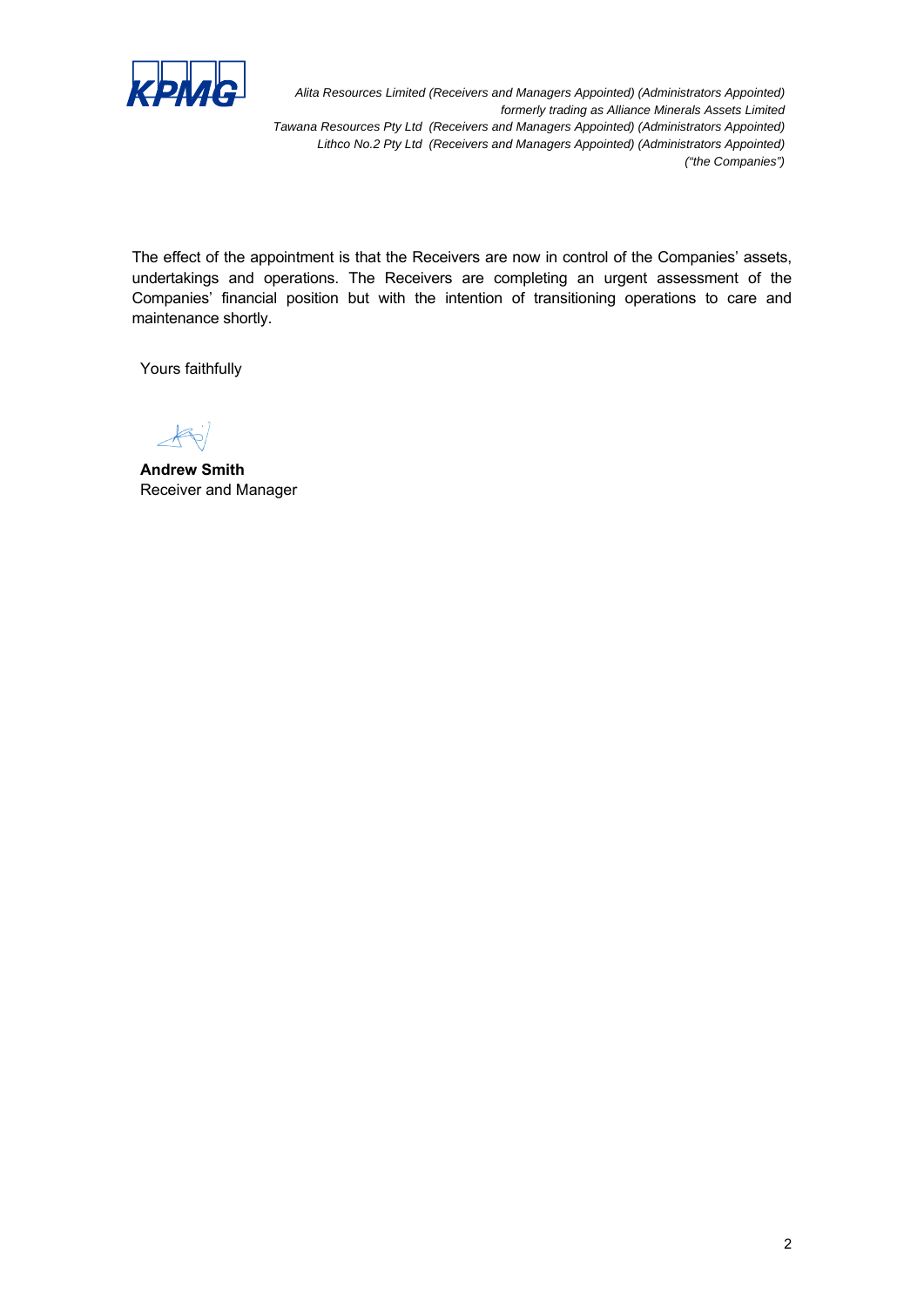The effect of the appointment is that the Receivers are now in control of the Companies' assets, undertakings and operations. The Receivers are completing an urgent assessment of the Companies' financial position but with the intention of transitioning operations to care and maintenance shortly.

Yours faithfully

**Andrew Smith**
Receiver and Manager